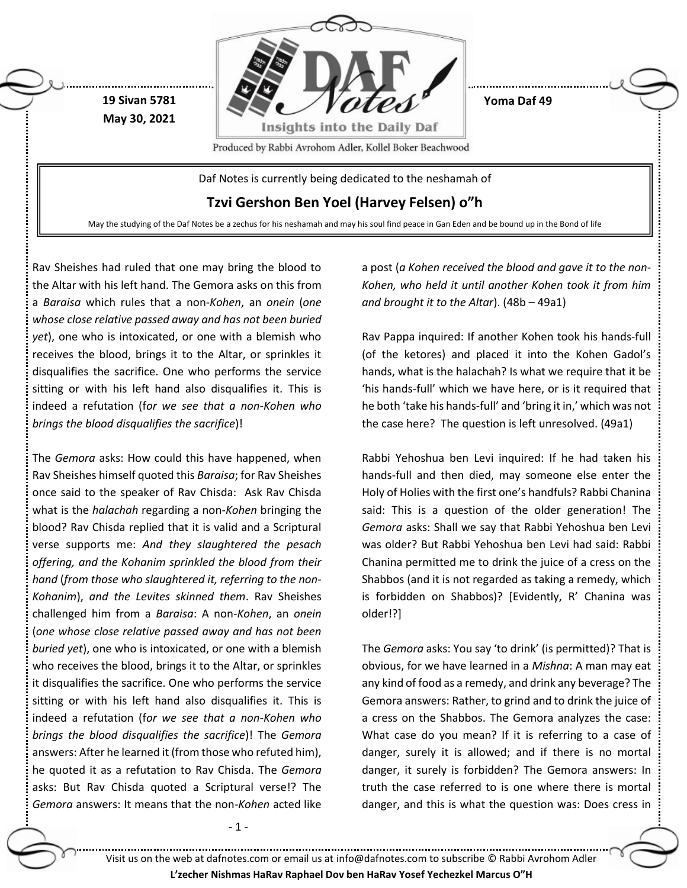19 Sivan 5781
May 30, 2021

Yoma Daf 49

Daf Notes is currently being dedicated to the neshamah of

**Tzvi Gershon Ben Yoel (Harvey Felsen) o"h**

May the studying of the Daf Notes be a zechus for his neshamah and may his soul find peace in Gan Eden and be bound up in the Bond of life

Rav Sheishes had ruled that one may bring the blood to the Altar with his left hand. The Gemora asks on this from a *Baraisa* which rules that a non-*Kohen*, an *onein* (*one whose close relative passed away and has not been buried yet*), one who is intoxicated, or one with a blemish who receives the blood, brings it to the Altar, or sprinkles it disqualifies the sacrifice. One who performs the service sitting or with his left hand also disqualifies it. This is indeed a refutation (f*or we see that a non-Kohen who brings the blood disqualifies the sacrifice*)!

The *Gemora* asks: How could this have happened, when Rav Sheishes himself quoted this *Baraisa*; for Rav Sheishes once said to the speaker of Rav Chisda: Ask Rav Chisda what is the *halachah* regarding a non-*Kohen* bringing the blood? Rav Chisda replied that it is valid and a Scriptural verse supports me: *And they slaughtered the pesach offering, and the Kohanim sprinkled the blood from their hand* (*from those who slaughtered it, referring to the non-Kohanim*), *and the Levites skinned them*. Rav Sheishes challenged him from a *Baraisa*: A non-*Kohen*, an *onein* (*one whose close relative passed away and has not been buried yet*), one who is intoxicated, or one with a blemish who receives the blood, brings it to the Altar, or sprinkles it disqualifies the sacrifice. One who performs the service sitting or with his left hand also disqualifies it. This is indeed a refutation (f*or we see that a non-Kohen who brings the blood disqualifies the sacrifice*)! The *Gemora* answers: After he learned it (from those who refuted him), he quoted it as a refutation to Rav Chisda. The *Gemora* asks: But Rav Chisda quoted a Scriptural verse!? The *Gemora* answers: It means that the non-*Kohen* acted like a post (*a Kohen received the blood and gave it to the non-Kohen, who held it until another Kohen took it from him and brought it to the Altar*). (48b – 49a1)

Rav Pappa inquired: If another Kohen took his hands-full (of the ketores) and placed it into the Kohen Gadol's hands, what is the halachah? Is what we require that it be 'his hands-full' which we have here, or is it required that he both 'take his hands-full' and 'bring it in,' which was not the case here? The question is left unresolved. (49a1)

Rabbi Yehoshua ben Levi inquired: If he had taken his hands-full and then died, may someone else enter the Holy of Holies with the first one's handfuls? Rabbi Chanina said: This is a question of the older generation! The *Gemora* asks: Shall we say that Rabbi Yehoshua ben Levi was older? But Rabbi Yehoshua ben Levi had said: Rabbi Chanina permitted me to drink the juice of a cress on the Shabbos (and it is not regarded as taking a remedy, which is forbidden on Shabbos)? [Evidently, R' Chanina was older!?]

The *Gemora* asks: You say 'to drink' (is permitted)? That is obvious, for we have learned in a *Mishna*: A man may eat any kind of food as a remedy, and drink any beverage? The Gemora answers: Rather, to grind and to drink the juice of a cress on the Shabbos. The Gemora analyzes the case: What case do you mean? If it is referring to a case of danger, surely it is allowed; and if there is no mortal danger, it surely is forbidden? The Gemora answers: In truth the case referred to is one where there is mortal danger, and this is what the question was: Does cress in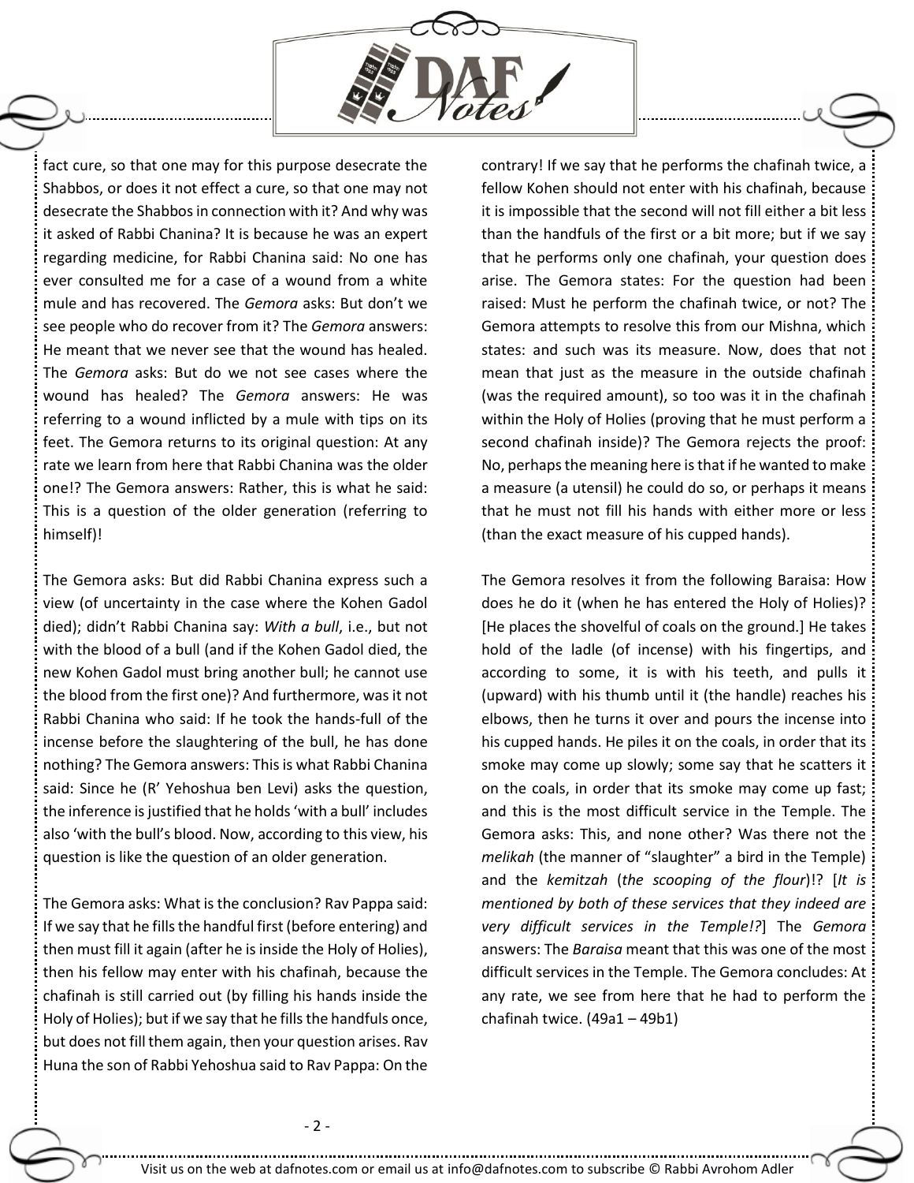fact cure, so that one may for this purpose desecrate the Shabbos, or does it not effect a cure, so that one may not desecrate the Shabbos in connection with it? And why was it asked of Rabbi Chanina? It is because he was an expert regarding medicine, for Rabbi Chanina said: No one has ever consulted me for a case of a wound from a white mule and has recovered. The *Gemora* asks: But don't we see people who do recover from it? The *Gemora* answers: He meant that we never see that the wound has healed. The *Gemora* asks: But do we not see cases where the wound has healed? The *Gemora* answers: He was referring to a wound inflicted by a mule with tips on its feet. The Gemora returns to its original question: At any rate we learn from here that Rabbi Chanina was the older one!? The Gemora answers: Rather, this is what he said: This is a question of the older generation (referring to himself)!

The Gemora asks: But did Rabbi Chanina express such a view (of uncertainty in the case where the Kohen Gadol died); didn't Rabbi Chanina say: *With a bull*, i.e., but not with the blood of a bull (and if the Kohen Gadol died, the new Kohen Gadol must bring another bull; he cannot use the blood from the first one)? And furthermore, was it not Rabbi Chanina who said: If he took the hands-full of the incense before the slaughtering of the bull, he has done nothing? The Gemora answers: This is what Rabbi Chanina said: Since he (R' Yehoshua ben Levi) asks the question, the inference is justified that he holds 'with a bull' includes also 'with the bull's blood. Now, according to this view, his question is like the question of an older generation.

The Gemora asks: What is the conclusion? Rav Pappa said: If we say that he fills the handful first (before entering) and then must fill it again (after he is inside the Holy of Holies), then his fellow may enter with his chafinah, because the chafinah is still carried out (by filling his hands inside the Holy of Holies); but if we say that he fills the handfuls once, but does not fill them again, then your question arises. Rav Huna the son of Rabbi Yehoshua said to Rav Pappa: On the contrary! If we say that he performs the chafinah twice, a fellow Kohen should not enter with his chafinah, because it is impossible that the second will not fill either a bit less than the handfuls of the first or a bit more; but if we say that he performs only one chafinah, your question does arise. The Gemora states: For the question had been raised: Must he perform the chafinah twice, or not? The Gemora attempts to resolve this from our Mishna, which states: and such was its measure. Now, does that not mean that just as the measure in the outside chafinah (was the required amount), so too was it in the chafinah within the Holy of Holies (proving that he must perform a second chafinah inside)? The Gemora rejects the proof: No, perhaps the meaning here is that if he wanted to make a measure (a utensil) he could do so, or perhaps it means that he must not fill his hands with either more or less (than the exact measure of his cupped hands).

The Gemora resolves it from the following Baraisa: How does he do it (when he has entered the Holy of Holies)? [He places the shovelful of coals on the ground.] He takes hold of the ladle (of incense) with his fingertips, and according to some, it is with his teeth, and pulls it (upward) with his thumb until it (the handle) reaches his elbows, then he turns it over and pours the incense into his cupped hands. He piles it on the coals, in order that its smoke may come up slowly; some say that he scatters it on the coals, in order that its smoke may come up fast; and this is the most difficult service in the Temple. The Gemora asks: This, and none other? Was there not the *melikah* (the manner of "slaughter" a bird in the Temple) and the *kemitzah* (*the scooping of the flour*)!? [*It is mentioned by both of these services that they indeed are very difficult services in the Temple!?*] The *Gemora* answers: The *Baraisa* meant that this was one of the most difficult services in the Temple. The Gemora concludes: At any rate, we see from here that he had to perform the chafinah twice. (49a1 – 49b1)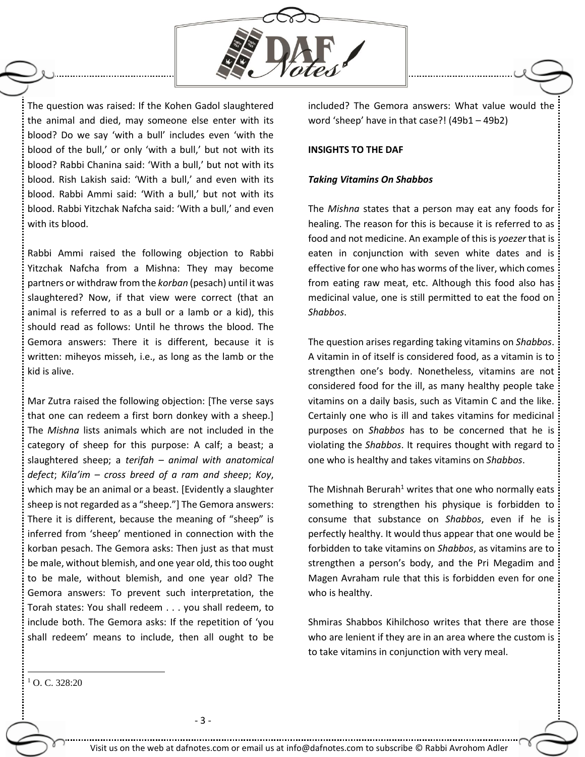The question was raised: If the Kohen Gadol slaughtered the animal and died, may someone else enter with its blood? Do we say 'with a bull' includes even 'with the blood of the bull,' or only 'with a bull,' but not with its blood? Rabbi Chanina said: 'With a bull,' but not with its blood. Rish Lakish said: 'With a bull,' and even with its blood. Rabbi Ammi said: 'With a bull,' but not with its blood. Rabbi Yitzchak Nafcha said: 'With a bull,' and even with its blood.

Rabbi Ammi raised the following objection to Rabbi Yitzchak Nafcha from a Mishna: They may become partners or withdraw from the *korban* (pesach) until it was slaughtered? Now, if that view were correct (that an animal is referred to as a bull or a lamb or a kid), this should read as follows: Until he throws the blood. The Gemora answers: There it is different, because it is written: miheyos misseh, i.e., as long as the lamb or the kid is alive.

Mar Zutra raised the following objection: [The verse says that one can redeem a first born donkey with a sheep.] The *Mishna* lists animals which are not included in the category of sheep for this purpose: A calf; a beast; a slaughtered sheep; a *terifah – animal with anatomical defect*; *Kila'im – cross breed of a ram and sheep*; *Koy*, which may be an animal or a beast. [Evidently a slaughter sheep is not regarded as a "sheep."] The Gemora answers: There it is different, because the meaning of "sheep" is inferred from 'sheep' mentioned in connection with the korban pesach. The Gemora asks: Then just as that must be male, without blemish, and one year old, this too ought to be male, without blemish, and one year old? The Gemora answers: To prevent such interpretation, the Torah states: You shall redeem . . . you shall redeem, to include both. The Gemora asks: If the repetition of 'you shall redeem' means to include, then all ought to be included? The Gemora answers: What value would the word 'sheep' have in that case?! (49b1 – 49b2)

**INSIGHTS TO THE DAF**

***Taking Vitamins On Shabbos***

The *Mishna* states that a person may eat any foods for healing. The reason for this is because it is referred to as food and not medicine. An example of this is *yoezer* that is eaten in conjunction with seven white dates and is effective for one who has worms of the liver, which comes from eating raw meat, etc. Although this food also has medicinal value, one is still permitted to eat the food on *Shabbos*.

The question arises regarding taking vitamins on *Shabbos*. A vitamin in of itself is considered food, as a vitamin is to strengthen one's body. Nonetheless, vitamins are not considered food for the ill, as many healthy people take vitamins on a daily basis, such as Vitamin C and the like. Certainly one who is ill and takes vitamins for medicinal purposes on *Shabbos* has to be concerned that he is violating the *Shabbos*. It requires thought with regard to one who is healthy and takes vitamins on *Shabbos*.

The Mishnah Berurah[1] writes that one who normally eats something to strengthen his physique is forbidden to consume that substance on *Shabbos*, even if he is perfectly healthy. It would thus appear that one would be forbidden to take vitamins on *Shabbos*, as vitamins are to strengthen a person's body, and the Pri Megadim and Magen Avraham rule that this is forbidden even for one who is healthy.

Shmiras Shabbos Kihilchoso writes that there are those who are lenient if they are in an area where the custom is to take vitamins in conjunction with very meal.

---

[1] O. C. 328:20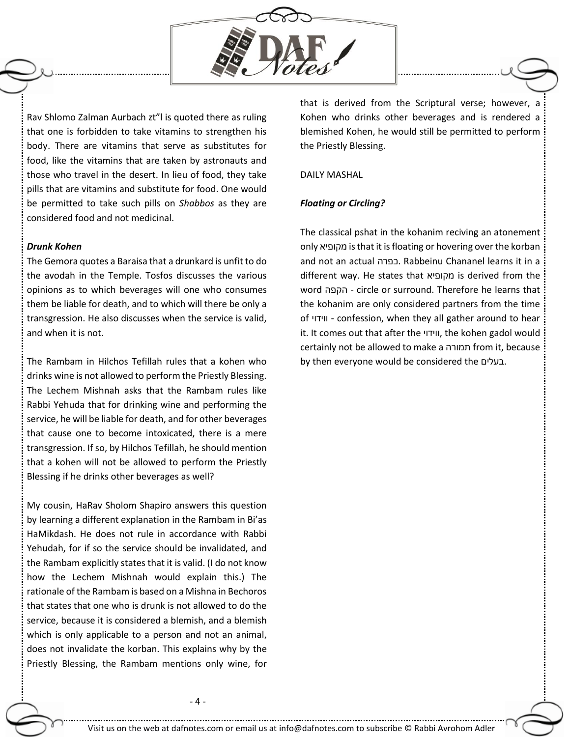Rav Shlomo Zalman Aurbach zt"l is quoted there as ruling that one is forbidden to take vitamins to strengthen his body. There are vitamins that serve as substitutes for food, like the vitamins that are taken by astronauts and those who travel in the desert. In lieu of food, they take pills that are vitamins and substitute for food. One would be permitted to take such pills on *Shabbos* as they are considered food and not medicinal.

***Drunk Kohen***

The Gemora quotes a Baraisa that a drunkard is unfit to do the avodah in the Temple. Tosfos discusses the various opinions as to which beverages will one who consumes them be liable for death, and to which will there be only a transgression. He also discusses when the service is valid, and when it is not.

The Rambam in Hilchos Tefillah rules that a kohen who drinks wine is not allowed to perform the Priestly Blessing. The Lechem Mishnah asks that the Rambam rules like Rabbi Yehuda that for drinking wine and performing the service, he will be liable for death, and for other beverages that cause one to become intoxicated, there is a mere transgression. If so, by Hilchos Tefillah, he should mention that a kohen will not be allowed to perform the Priestly Blessing if he drinks other beverages as well?

My cousin, HaRav Sholom Shapiro answers this question by learning a different explanation in the Rambam in Bi'as HaMikdash. He does not rule in accordance with Rabbi Yehudah, for if so the service should be invalidated, and the Rambam explicitly states that it is valid. (I do not know how the Lechem Mishnah would explain this.) The rationale of the Rambam is based on a Mishna in Bechoros that states that one who is drunk is not allowed to do the service, because it is considered a blemish, and a blemish which is only applicable to a person and not an animal, does not invalidate the korban. This explains why by the Priestly Blessing, the Rambam mentions only wine, for that is derived from the Scriptural verse; however, a Kohen who drinks other beverages and is rendered a blemished Kohen, he would still be permitted to perform the Priestly Blessing.

DAILY MASHAL

***Floating or Circling?***

The classical pshat in the kohanim reciving an atonement only מקופיא is that it is floating or hovering over the korban and not an actual כפרה. Rabbeinu Chananel learns it in a different way. He states that מקופיא is derived from the word הקפה - circle or surround. Therefore he learns that the kohanim are only considered partners from the time of ווידוי - confession, when they all gather around to hear it. It comes out that after the ווידוי, the kohen gadol would certainly not be allowed to make a תמורה from it, because by then everyone would be considered the בעלים.